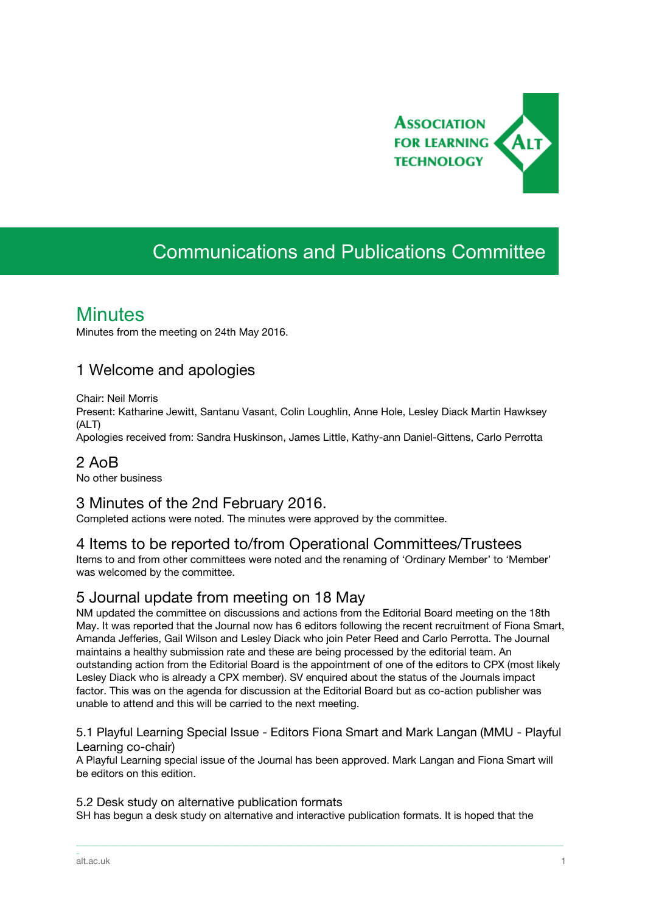# Communications and Publications Committee

## Minutes

Minutes from the meeting on 24th May 2016.

## 1 Welcome and apologies

Chair: Neil Morris
Present: Katharine Jewitt, Santanu Vasant, Colin Loughlin, Anne Hole, Lesley Diack Martin Hawksey (ALT)
Apologies received from: Sandra Huskinson, James Little, Kathy-ann Daniel-Gittens, Carlo Perrotta

## 2 AoB

No other business

## 3 Minutes of the 2nd February 2016.

Completed actions were noted. The minutes were approved by the committee.

## 4 Items to be reported to/from Operational Committees/Trustees

Items to and from other committees were noted and the renaming of 'Ordinary Member' to 'Member' was welcomed by the committee.

## 5 Journal update from meeting on 18 May

NM updated the committee on discussions and actions from the Editorial Board meeting on the 18th May. It was reported that the Journal now has 6 editors following the recent recruitment of Fiona Smart, Amanda Jefferies, Gail Wilson and Lesley Diack who join Peter Reed and Carlo Perrotta. The Journal maintains a healthy submission rate and these are being processed by the editorial team. An outstanding action from the Editorial Board is the appointment of one of the editors to CPX (most likely Lesley Diack who is already a CPX member). SV enquired about the status of the Journals impact factor. This was on the agenda for discussion at the Editorial Board but as co-action publisher was unable to attend and this will be carried to the next meeting.

### 5.1 Playful Learning Special Issue - Editors Fiona Smart and Mark Langan (MMU - Playful Learning co-chair)

A Playful Learning special issue of the Journal has been approved. Mark Langan and Fiona Smart will be editors on this edition.

### 5.2 Desk study on alternative publication formats

SH has begun a desk study on alternative and interactive publication formats. It is hoped that the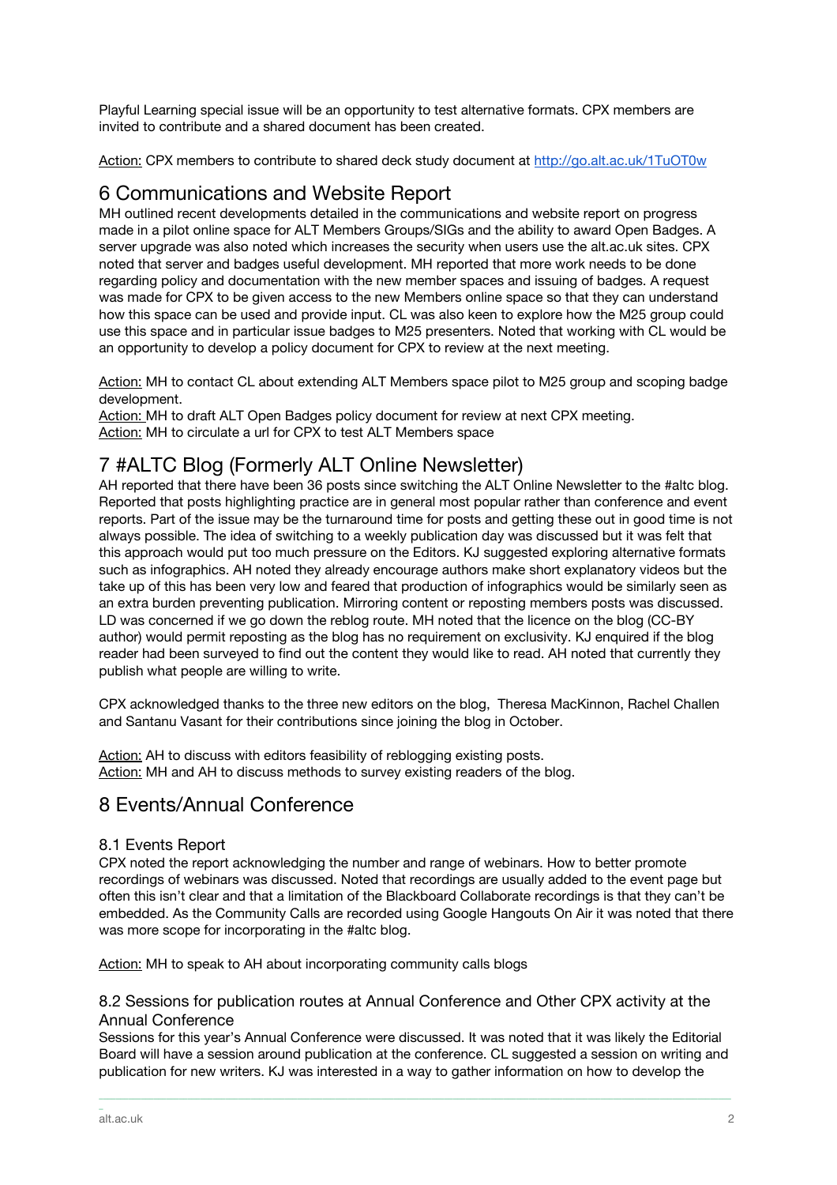Playful Learning special issue will be an opportunity to test alternative formats. CPX members are invited to contribute and a shared document has been created.

Action: CPX members to contribute to shared deck study document at http://go.alt.ac.uk/1TuOT0w

## 6 Communications and Website Report

MH outlined recent developments detailed in the communications and website report on progress made in a pilot online space for ALT Members Groups/SIGs and the ability to award Open Badges. A server upgrade was also noted which increases the security when users use the alt.ac.uk sites. CPX noted that server and badges useful development. MH reported that more work needs to be done regarding policy and documentation with the new member spaces and issuing of badges. A request was made for CPX to be given access to the new Members online space so that they can understand how this space can be used and provide input. CL was also keen to explore how the M25 group could use this space and in particular issue badges to M25 presenters. Noted that working with CL would be an opportunity to develop a policy document for CPX to review at the next meeting.

Action: MH to contact CL about extending ALT Members space pilot to M25 group and scoping badge development.
Action: MH to draft ALT Open Badges policy document for review at next CPX meeting.
Action: MH to circulate a url for CPX to test ALT Members space

## 7 #ALTC Blog (Formerly ALT Online Newsletter)

AH reported that there have been 36 posts since switching the ALT Online Newsletter to the #altc blog. Reported that posts highlighting practice are in general most popular rather than conference and event reports. Part of the issue may be the turnaround time for posts and getting these out in good time is not always possible. The idea of switching to a weekly publication day was discussed but it was felt that this approach would put too much pressure on the Editors. KJ suggested exploring alternative formats such as infographics. AH noted they already encourage authors make short explanatory videos but the take up of this has been very low and feared that production of infographics would be similarly seen as an extra burden preventing publication. Mirroring content or reposting members posts was discussed. LD was concerned if we go down the reblog route. MH noted that the licence on the blog (CC-BY author) would permit reposting as the blog has no requirement on exclusivity. KJ enquired if the blog reader had been surveyed to find out the content they would like to read. AH noted that currently they publish what people are willing to write.

CPX acknowledged thanks to the three new editors on the blog, Theresa MacKinnon, Rachel Challen and Santanu Vasant for their contributions since joining the blog in October.

Action: AH to discuss with editors feasibility of reblogging existing posts.
Action: MH and AH to discuss methods to survey existing readers of the blog.

## 8 Events/Annual Conference

### 8.1 Events Report

CPX noted the report acknowledging the number and range of webinars. How to better promote recordings of webinars was discussed. Noted that recordings are usually added to the event page but often this isn't clear and that a limitation of the Blackboard Collaborate recordings is that they can't be embedded. As the Community Calls are recorded using Google Hangouts On Air it was noted that there was more scope for incorporating in the #altc blog.

Action: MH to speak to AH about incorporating community calls blogs

### 8.2 Sessions for publication routes at Annual Conference and Other CPX activity at the Annual Conference

Sessions for this year's Annual Conference were discussed. It was noted that it was likely the Editorial Board will have a session around publication at the conference. CL suggested a session on writing and publication for new writers. KJ was interested in a way to gather information on how to develop the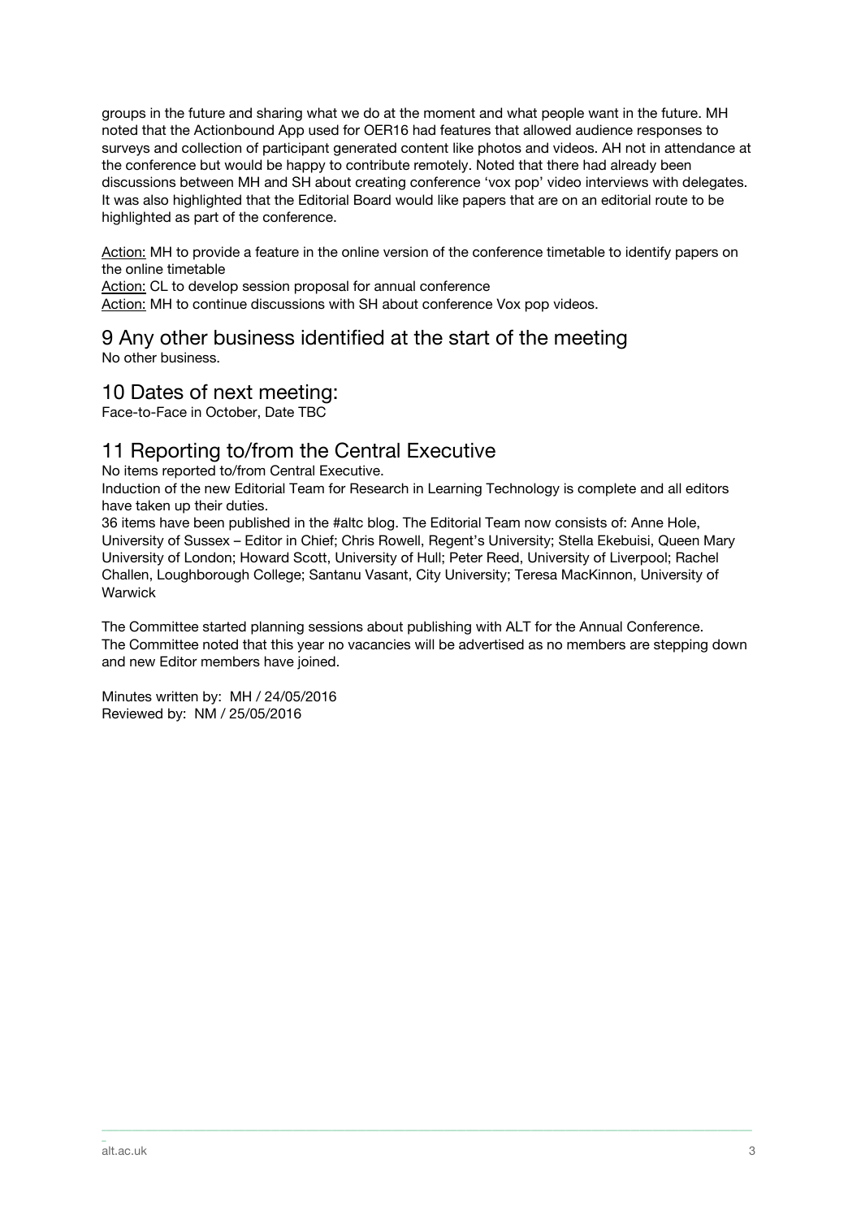groups in the future and sharing what we do at the moment and what people want in the future. MH noted that the Actionbound App used for OER16 had features that allowed audience responses to surveys and collection of participant generated content like photos and videos. AH not in attendance at the conference but would be happy to contribute remotely. Noted that there had already been discussions between MH and SH about creating conference 'vox pop' video interviews with delegates. It was also highlighted that the Editorial Board would like papers that are on an editorial route to be highlighted as part of the conference.

Action: MH to provide a feature in the online version of the conference timetable to identify papers on the online timetable
Action: CL to develop session proposal for annual conference
Action: MH to continue discussions with SH about conference Vox pop videos.

## 9 Any other business identified at the start of the meeting

No other business.

## 10 Dates of next meeting:

Face-to-Face in October, Date TBC

## 11 Reporting to/from the Central Executive

No items reported to/from Central Executive.
Induction of the new Editorial Team for Research in Learning Technology is complete and all editors have taken up their duties.
36 items have been published in the #altc blog. The Editorial Team now consists of: Anne Hole, University of Sussex – Editor in Chief; Chris Rowell, Regent's University; Stella Ekebuisi, Queen Mary University of London; Howard Scott, University of Hull; Peter Reed, University of Liverpool; Rachel Challen, Loughborough College; Santanu Vasant, City University; Teresa MacKinnon, University of Warwick

The Committee started planning sessions about publishing with ALT for the Annual Conference.
The Committee noted that this year no vacancies will be advertised as no members are stepping down and new Editor members have joined.

Minutes written by: MH / 24/05/2016
Reviewed by: NM / 25/05/2016